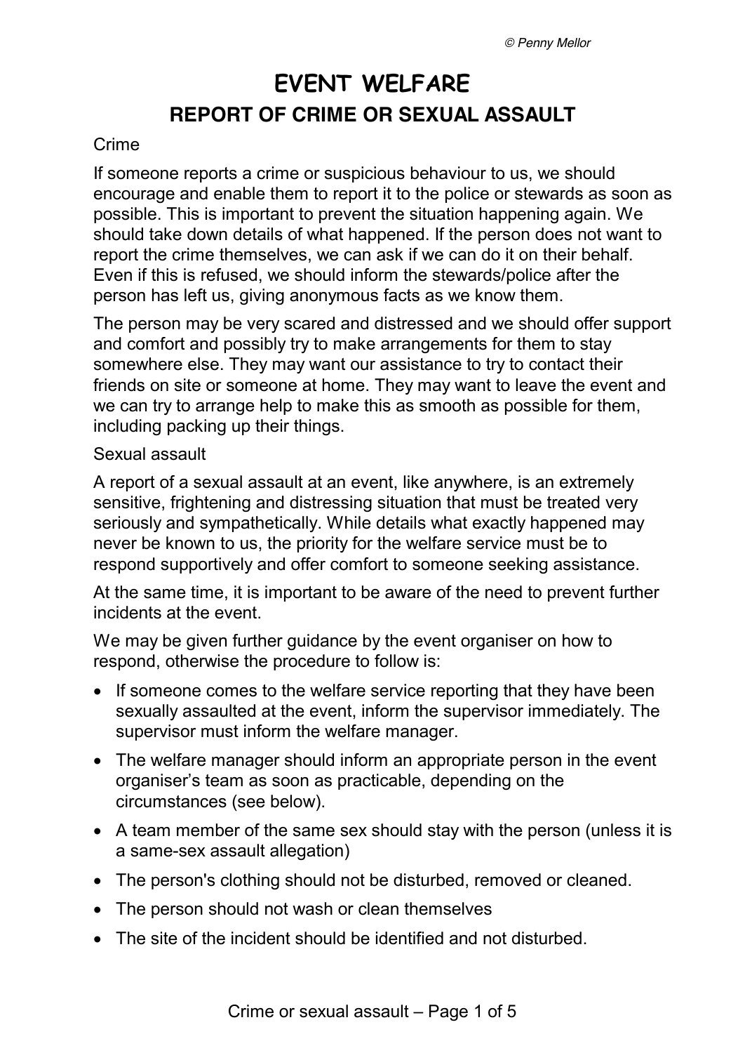# EVENT WELFARE

## REPORT OF CRIME OR SEXUAL ASSAULT

Crime

If someone reports a crime or suspicious behaviour to us, we should encourage and enable them to report it to the police or stewards as soon as possible. This is important to prevent the situation happening again. We should take down details of what happened. If the person does not want to report the crime themselves, we can ask if we can do it on their behalf. Even if this is refused, we should inform the stewards/police after the person has left us, giving anonymous facts as we know them.

The person may be very scared and distressed and we should offer support and comfort and possibly try to make arrangements for them to stay somewhere else. They may want our assistance to try to contact their friends on site or someone at home. They may want to leave the event and we can try to arrange help to make this as smooth as possible for them, including packing up their things.

Sexual assault

A report of a sexual assault at an event, like anywhere, is an extremely sensitive, frightening and distressing situation that must be treated very seriously and sympathetically. While details what exactly happened may never be known to us, the priority for the welfare service must be to respond supportively and offer comfort to someone seeking assistance.

At the same time, it is important to be aware of the need to prevent further incidents at the event.

We may be given further guidance by the event organiser on how to respond, otherwise the procedure to follow is:

- If someone comes to the welfare service reporting that they have been sexually assaulted at the event, inform the supervisor immediately. The supervisor must inform the welfare manager.
- The welfare manager should inform an appropriate person in the event organiser's team as soon as practicable, depending on the circumstances (see below).
- A team member of the same sex should stay with the person (unless it is a same-sex assault allegation)
- The person's clothing should not be disturbed, removed or cleaned.
- The person should not wash or clean themselves
- The site of the incident should be identified and not disturbed.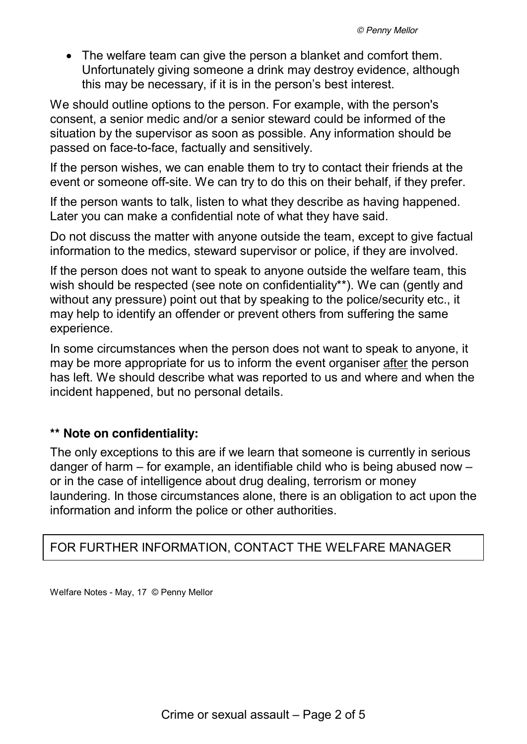- The welfare team can give the person a blanket and comfort them. Unfortunately giving someone a drink may destroy evidence, although this may be necessary, if it is in the person's best interest.

We should outline options to the person. For example, with the person's consent, a senior medic and/or a senior steward could be informed of the situation by the supervisor as soon as possible. Any information should be passed on face-to-face, factually and sensitively.

If the person wishes, we can enable them to try to contact their friends at the event or someone off-site. We can try to do this on their behalf, if they prefer.

If the person wants to talk, listen to what they describe as having happened. Later you can make a confidential note of what they have said.

Do not discuss the matter with anyone outside the team, except to give factual information to the medics, steward supervisor or police, if they are involved.

If the person does not want to speak to anyone outside the welfare team, this wish should be respected (see note on confidentiality**). We can (gently and without any pressure) point out that by speaking to the police/security etc., it may help to identify an offender or prevent others from suffering the same experience.

In some circumstances when the person does not want to speak to anyone, it may be more appropriate for us to inform the event organiser <u>after</u> the person has left. We should describe what was reported to us and where and when the incident happened, but no personal details.

**** Note on confidentiality:**

The only exceptions to this are if we learn that someone is currently in serious danger of harm – for example, an identifiable child who is being abused now – or in the case of intelligence about drug dealing, terrorism or money laundering. In those circumstances alone, there is an obligation to act upon the information and inform the police or other authorities.

| FOR FURTHER INFORMATION, CONTACT THE WELFARE MANAGER |
|---|

Welfare Notes - May, 17 © Penny Mellor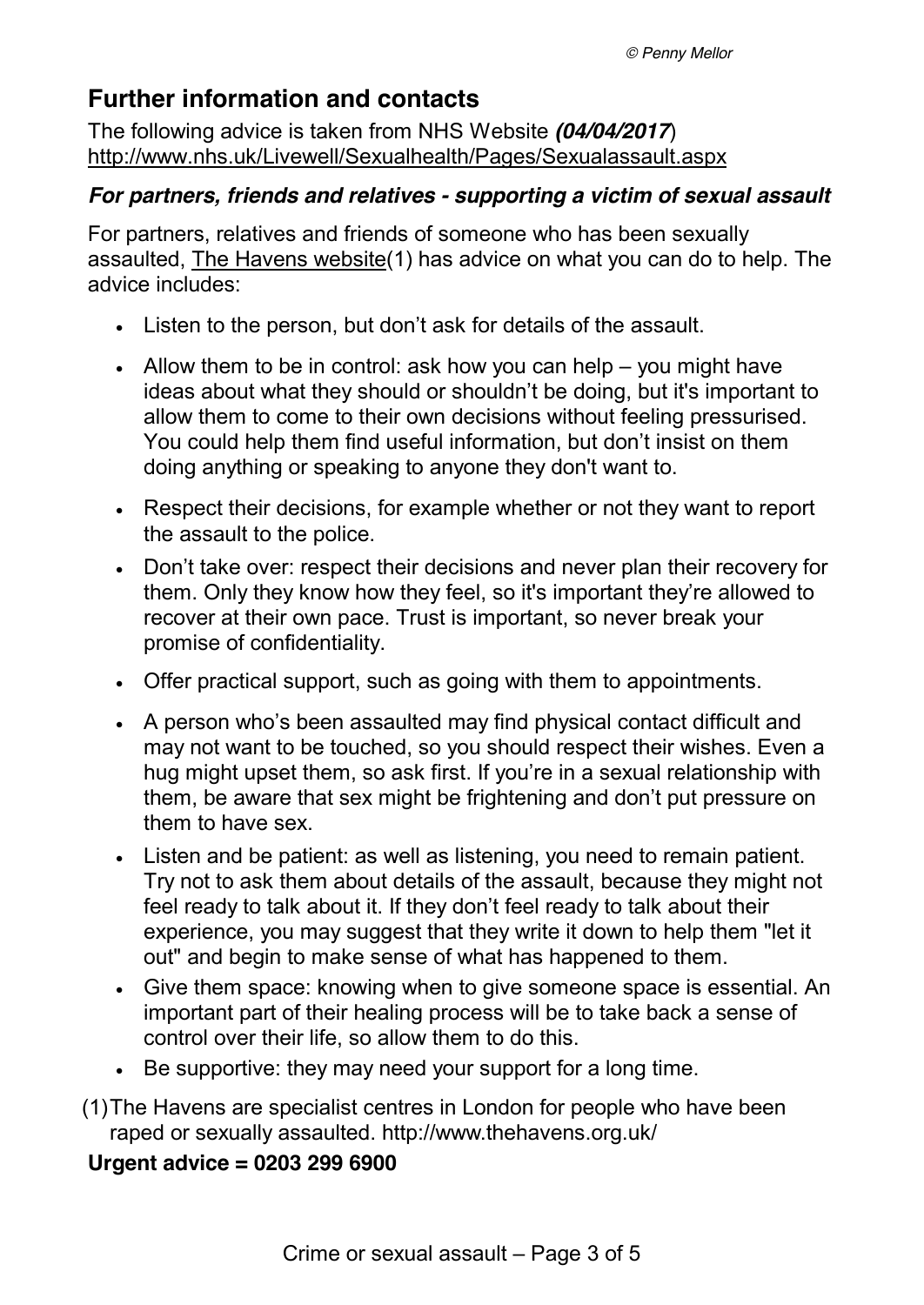## Further information and contacts

The following advice is taken from NHS Website ***(04/04/2017)***
http://www.nhs.uk/Livewell/Sexualhealth/Pages/Sexualassault.aspx

### *For partners, friends and relatives - supporting a victim of sexual assault*

For partners, relatives and friends of someone who has been sexually assaulted, The Havens website(1) has advice on what you can do to help. The advice includes:

- Listen to the person, but don't ask for details of the assault.
- Allow them to be in control: ask how you can help – you might have ideas about what they should or shouldn't be doing, but it's important to allow them to come to their own decisions without feeling pressurised. You could help them find useful information, but don't insist on them doing anything or speaking to anyone they don't want to.
- Respect their decisions, for example whether or not they want to report the assault to the police.
- Don't take over: respect their decisions and never plan their recovery for them. Only they know how they feel, so it's important they're allowed to recover at their own pace. Trust is important, so never break your promise of confidentiality.
- Offer practical support, such as going with them to appointments.
- A person who's been assaulted may find physical contact difficult and may not want to be touched, so you should respect their wishes. Even a hug might upset them, so ask first. If you're in a sexual relationship with them, be aware that sex might be frightening and don't put pressure on them to have sex.
- Listen and be patient: as well as listening, you need to remain patient. Try not to ask them about details of the assault, because they might not feel ready to talk about it. If they don't feel ready to talk about their experience, you may suggest that they write it down to help them "let it out" and begin to make sense of what has happened to them.
- Give them space: knowing when to give someone space is essential. An important part of their healing process will be to take back a sense of control over their life, so allow them to do this.
- Be supportive: they may need your support for a long time.

(1) The Havens are specialist centres in London for people who have been raped or sexually assaulted. http://www.thehavens.org.uk/

**Urgent advice = 0203 299 6900**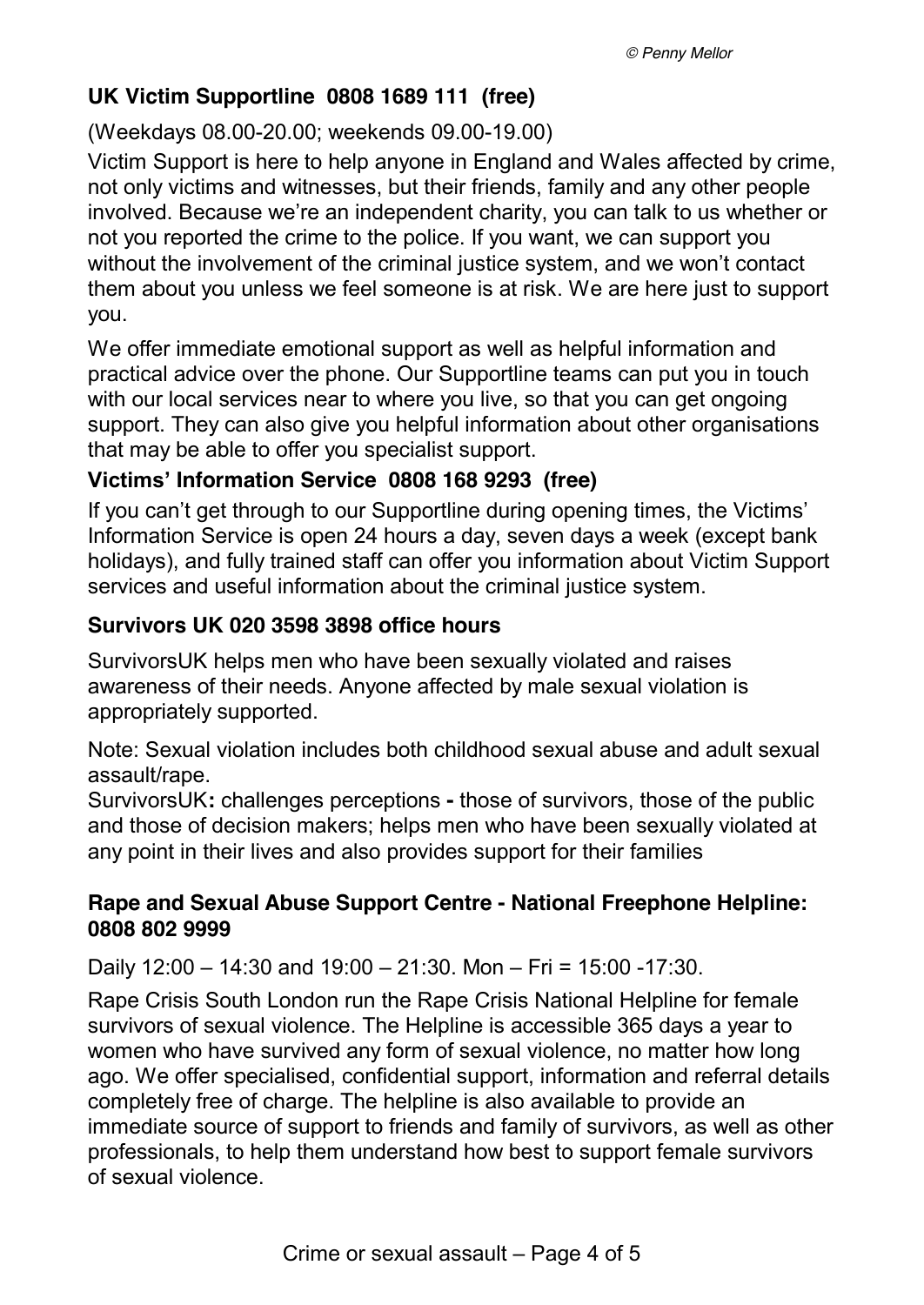## UK Victim Supportline 0808 1689 111 (free)

(Weekdays 08.00-20.00; weekends 09.00-19.00)

Victim Support is here to help anyone in England and Wales affected by crime, not only victims and witnesses, but their friends, family and any other people involved. Because we're an independent charity, you can talk to us whether or not you reported the crime to the police. If you want, we can support you without the involvement of the criminal justice system, and we won't contact them about you unless we feel someone is at risk. We are here just to support you.

We offer immediate emotional support as well as helpful information and practical advice over the phone. Our Supportline teams can put you in touch with our local services near to where you live, so that you can get ongoing support. They can also give you helpful information about other organisations that may be able to offer you specialist support.

## Victims' Information Service 0808 168 9293 (free)

If you can't get through to our Supportline during opening times, the Victims' Information Service is open 24 hours a day, seven days a week (except bank holidays), and fully trained staff can offer you information about Victim Support services and useful information about the criminal justice system.

## Survivors UK 020 3598 3898 office hours

SurvivorsUK helps men who have been sexually violated and raises awareness of their needs. Anyone affected by male sexual violation is appropriately supported.

Note: Sexual violation includes both childhood sexual abuse and adult sexual assault/rape.

SurvivorsUK**:** challenges perceptions **-** those of survivors, those of the public and those of decision makers; helps men who have been sexually violated at any point in their lives and also provides support for their families

## Rape and Sexual Abuse Support Centre - National Freephone Helpline: 0808 802 9999

Daily 12:00 – 14:30 and 19:00 – 21:30. Mon – Fri = 15:00 -17:30.

Rape Crisis South London run the Rape Crisis National Helpline for female survivors of sexual violence. The Helpline is accessible 365 days a year to women who have survived any form of sexual violence, no matter how long ago. We offer specialised, confidential support, information and referral details completely free of charge. The helpline is also available to provide an immediate source of support to friends and family of survivors, as well as other professionals, to help them understand how best to support female survivors of sexual violence.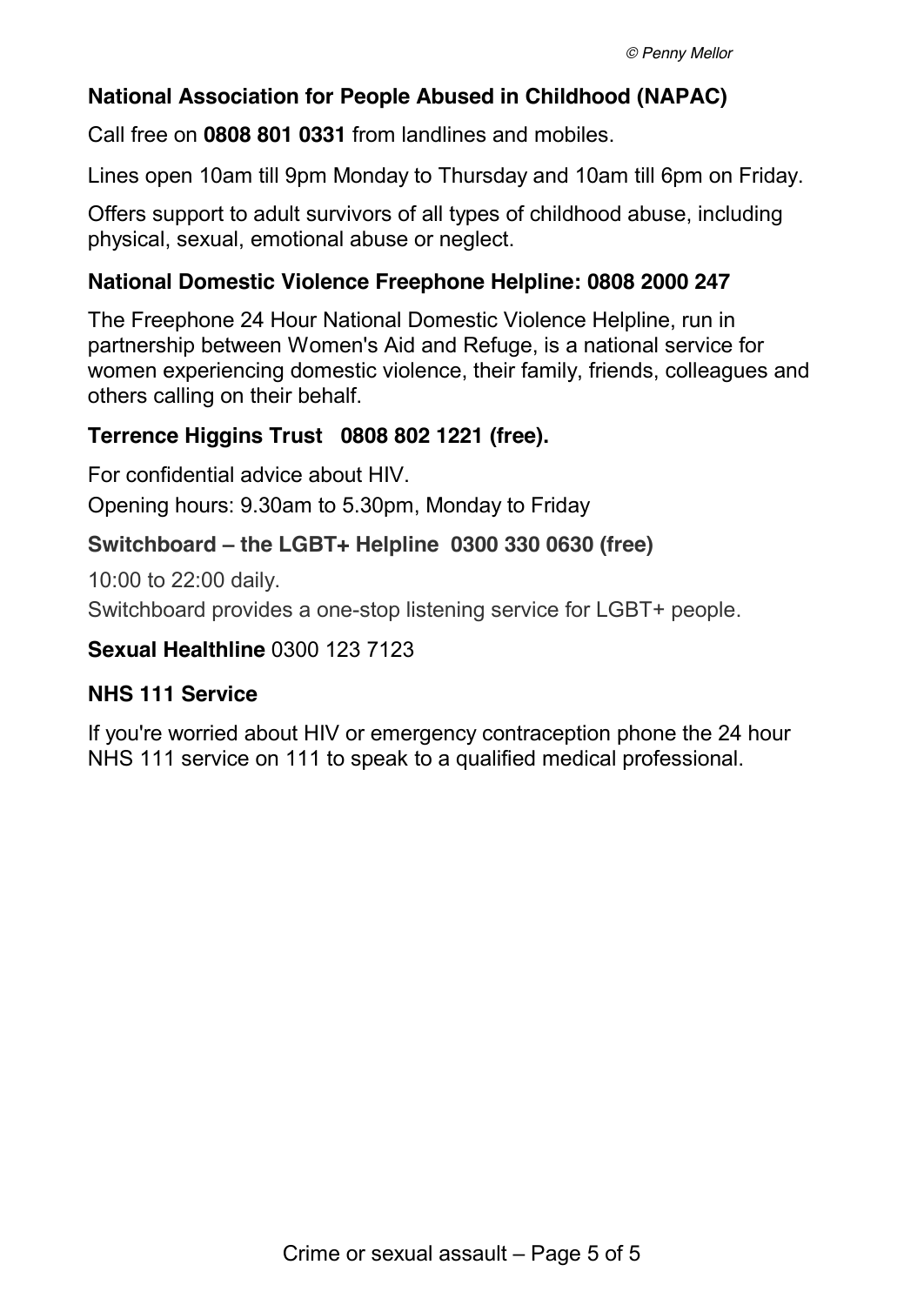**National Association for People Abused in Childhood (NAPAC)**

Call free on **0808 801 0331** from landlines and mobiles.

Lines open 10am till 9pm Monday to Thursday and 10am till 6pm on Friday.

Offers support to adult survivors of all types of childhood abuse, including physical, sexual, emotional abuse or neglect.

**National Domestic Violence Freephone Helpline: 0808 2000 247**

The Freephone 24 Hour National Domestic Violence Helpline, run in partnership between Women's Aid and Refuge, is a national service for women experiencing domestic violence, their family, friends, colleagues and others calling on their behalf.

**Terrence Higgins Trust 0808 802 1221 (free).**

For confidential advice about HIV.

Opening hours: 9.30am to 5.30pm, Monday to Friday

**Switchboard – the LGBT+ Helpline 0300 330 0630 (free)**

10:00 to 22:00 daily.

Switchboard provides a one-stop listening service for LGBT+ people.

**Sexual Healthline** 0300 123 7123

**NHS 111 Service**

If you're worried about HIV or emergency contraception phone the 24 hour NHS 111 service on 111 to speak to a qualified medical professional.